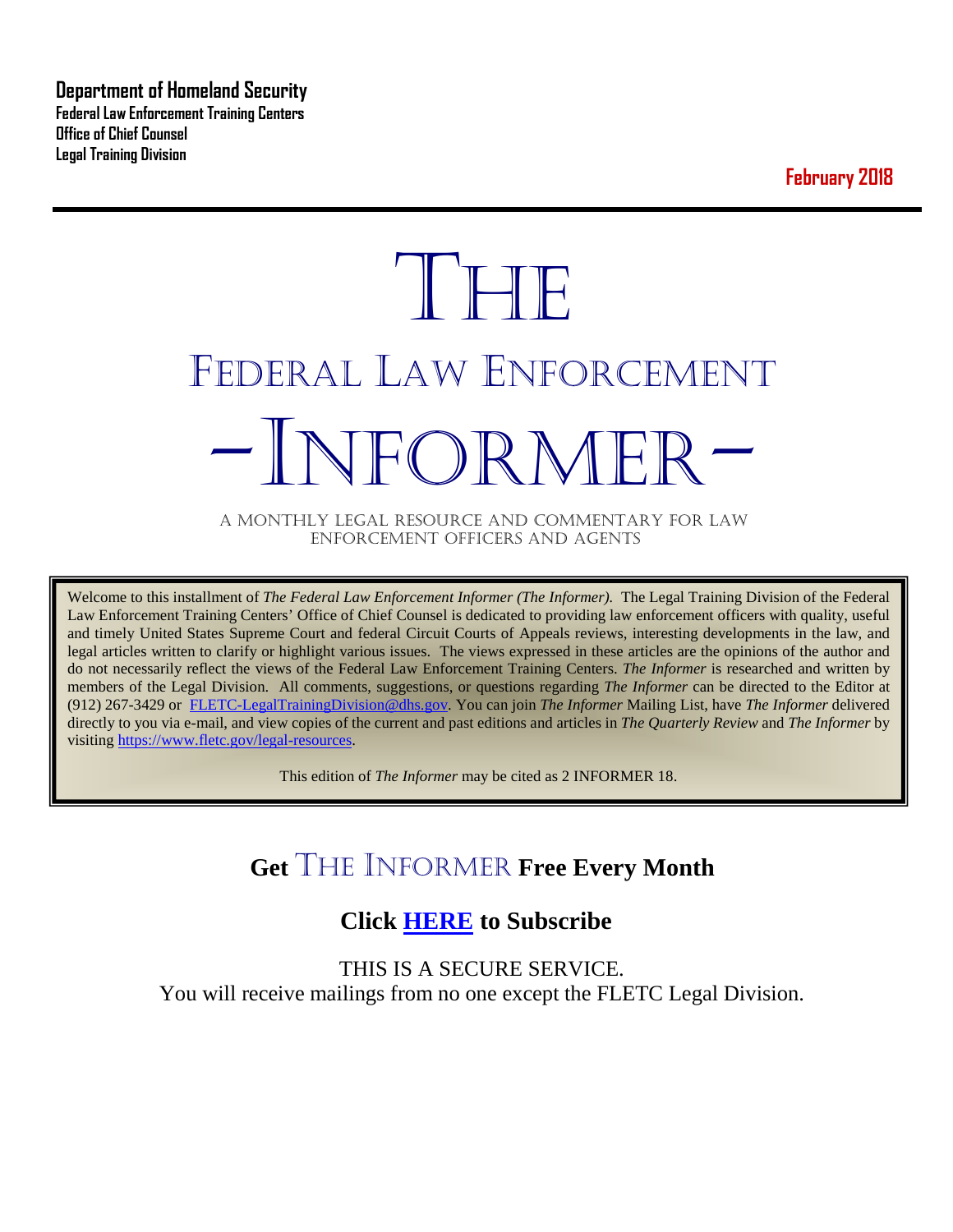**Department of Homeland Security**
**Federal Law Enforcement Training Centers**
**Office of Chief Counsel**
**Legal Training Division**

**February 2018**

# THE
# FEDERAL LAW ENFORCEMENT
# -INFORMER-

A MONTHLY LEGAL RESOURCE AND COMMENTARY FOR LAW ENFORCEMENT OFFICERS AND AGENTS

Welcome to this installment of *The Federal Law Enforcement Informer (The Informer).* The Legal Training Division of the Federal Law Enforcement Training Centers' Office of Chief Counsel is dedicated to providing law enforcement officers with quality, useful and timely United States Supreme Court and federal Circuit Courts of Appeals reviews, interesting developments in the law, and legal articles written to clarify or highlight various issues. The views expressed in these articles are the opinions of the author and do not necessarily reflect the views of the Federal Law Enforcement Training Centers. *The Informer* is researched and written by members of the Legal Division. All comments, suggestions, or questions regarding *The Informer* can be directed to the Editor at (912) 267-3429 or [FLETC-LegalTrainingDivision@dhs.gov](mailto:FLETC-LegalTrainingDivision@dhs.gov). You can join *The Informer* Mailing List, have *The Informer* delivered directly to you via e-mail, and view copies of the current and past editions and articles in *The Quarterly Review* and *The Informer* by visiting [https://www.fletc.gov/legal-resources](https://www.fletc.gov/legal-resources).

This edition of *The Informer* may be cited as 2 INFORMER 18.

## Get THE INFORMER Free Every Month

## Click HERE to Subscribe

THIS IS A SECURE SERVICE.
You will receive mailings from no one except the FLETC Legal Division.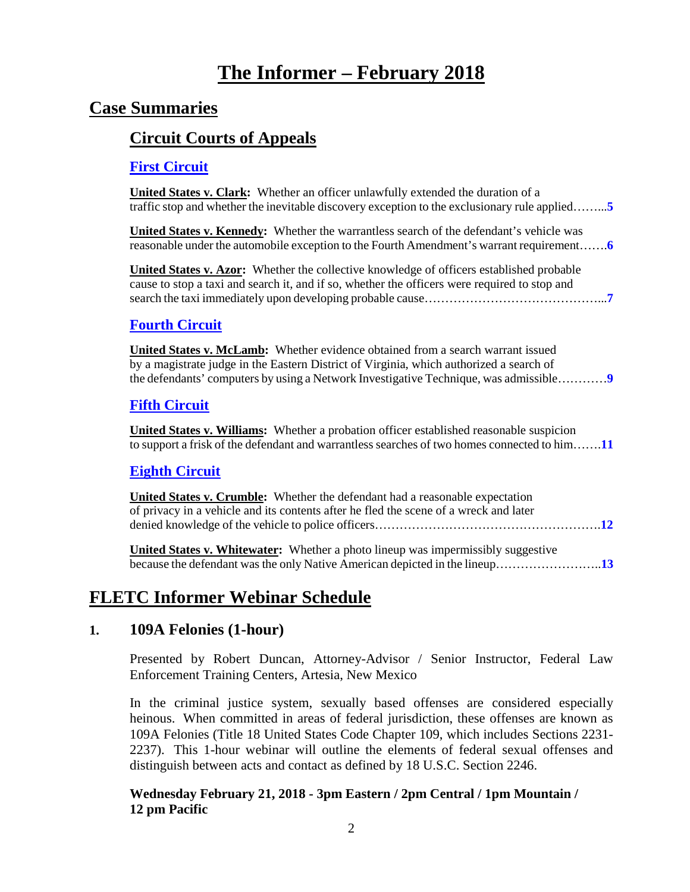# The Informer – February 2018

## Case Summaries

### Circuit Courts of Appeals

#### First Circuit

**United States v. Clark:** Whether an officer unlawfully extended the duration of a traffic stop and whether the inevitable discovery exception to the exclusionary rule applied……..**5**

**United States v. Kennedy:** Whether the warrantless search of the defendant's vehicle was reasonable under the automobile exception to the Fourth Amendment's warrant requirement…….**6**

**United States v. Azor:** Whether the collective knowledge of officers established probable cause to stop a taxi and search it, and if so, whether the officers were required to stop and search the taxi immediately upon developing probable cause……………………………………...**7**

#### Fourth Circuit

**United States v. McLamb:** Whether evidence obtained from a search warrant issued by a magistrate judge in the Eastern District of Virginia, which authorized a search of the defendants' computers by using a Network Investigative Technique, was admissible…………**9**

#### Fifth Circuit

**United States v. Williams:** Whether a probation officer established reasonable suspicion to support a frisk of the defendant and warrantless searches of two homes connected to him…….**11**

#### Eighth Circuit

**United States v. Crumble:** Whether the defendant had a reasonable expectation of privacy in a vehicle and its contents after he fled the scene of a wreck and later denied knowledge of the vehicle to police officers……………………………………………….**12**

**United States v. Whitewater:** Whether a photo lineup was impermissibly suggestive because the defendant was the only Native American depicted in the lineup……………………..**13**

## FLETC Informer Webinar Schedule

### 1. 109A Felonies (1-hour)

Presented by Robert Duncan, Attorney-Advisor / Senior Instructor, Federal Law Enforcement Training Centers, Artesia, New Mexico

In the criminal justice system, sexually based offenses are considered especially heinous. When committed in areas of federal jurisdiction, these offenses are known as 109A Felonies (Title 18 United States Code Chapter 109, which includes Sections 2231-2237). This 1-hour webinar will outline the elements of federal sexual offenses and distinguish between acts and contact as defined by 18 U.S.C. Section 2246.

**Wednesday February 21, 2018 - 3pm Eastern / 2pm Central / 1pm Mountain / 12 pm Pacific**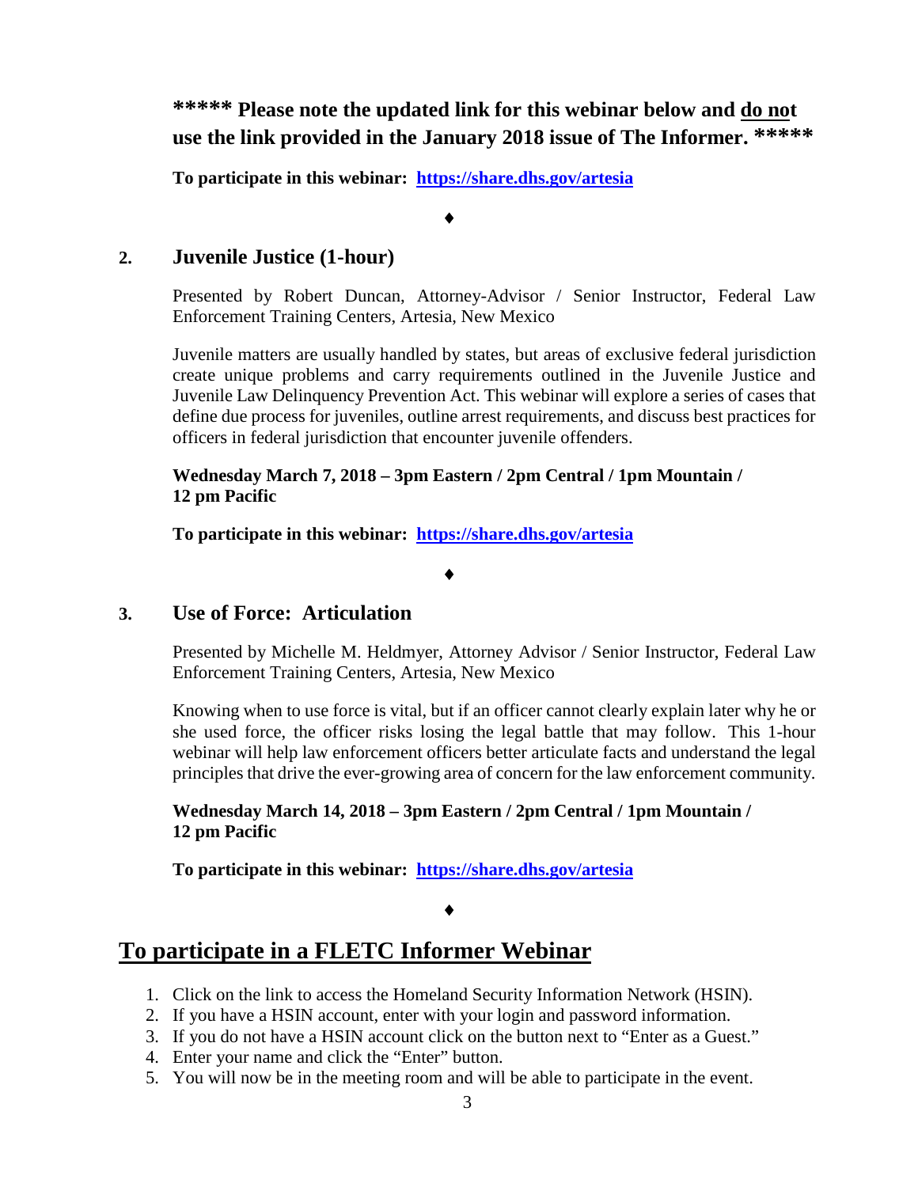**\*\*\*\*\* Please note the updated link for this webinar below and <u>do not</u> use the link provided in the January 2018 issue of The Informer. \*\*\*\*\***

**To participate in this webinar: [https://share.dhs.gov/artesia](https://share.dhs.gov/artesia)**

♦

## 2. Juvenile Justice (1-hour)

Presented by Robert Duncan, Attorney-Advisor / Senior Instructor, Federal Law Enforcement Training Centers, Artesia, New Mexico

Juvenile matters are usually handled by states, but areas of exclusive federal jurisdiction create unique problems and carry requirements outlined in the Juvenile Justice and Juvenile Law Delinquency Prevention Act. This webinar will explore a series of cases that define due process for juveniles, outline arrest requirements, and discuss best practices for officers in federal jurisdiction that encounter juvenile offenders.

**Wednesday March 7, 2018 – 3pm Eastern / 2pm Central / 1pm Mountain / 12 pm Pacific**

**To participate in this webinar: [https://share.dhs.gov/artesia](https://share.dhs.gov/artesia)**

♦

## 3. Use of Force: Articulation

Presented by Michelle M. Heldmyer, Attorney Advisor / Senior Instructor, Federal Law Enforcement Training Centers, Artesia, New Mexico

Knowing when to use force is vital, but if an officer cannot clearly explain later why he or she used force, the officer risks losing the legal battle that may follow. This 1-hour webinar will help law enforcement officers better articulate facts and understand the legal principles that drive the ever-growing area of concern for the law enforcement community.

**Wednesday March 14, 2018 – 3pm Eastern / 2pm Central / 1pm Mountain / 12 pm Pacific**

**To participate in this webinar: [https://share.dhs.gov/artesia](https://share.dhs.gov/artesia)**

♦

# <u>To participate in a FLETC Informer Webinar</u>

1. Click on the link to access the Homeland Security Information Network (HSIN).
2. If you have a HSIN account, enter with your login and password information.
3. If you do not have a HSIN account click on the button next to "Enter as a Guest."
4. Enter your name and click the "Enter" button.
5. You will now be in the meeting room and will be able to participate in the event.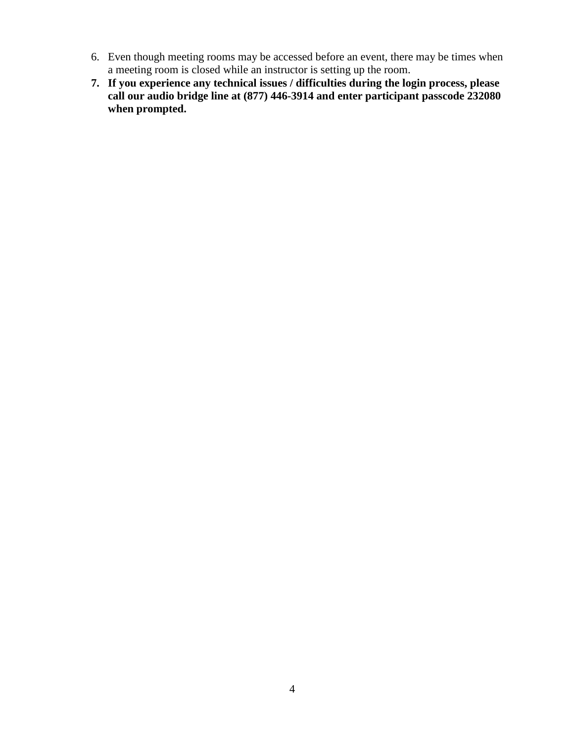6. Even though meeting rooms may be accessed before an event, there may be times when a meeting room is closed while an instructor is setting up the room.
7. **If you experience any technical issues / difficulties during the login process, please call our audio bridge line at (877) 446-3914 and enter participant passcode 232080 when prompted.**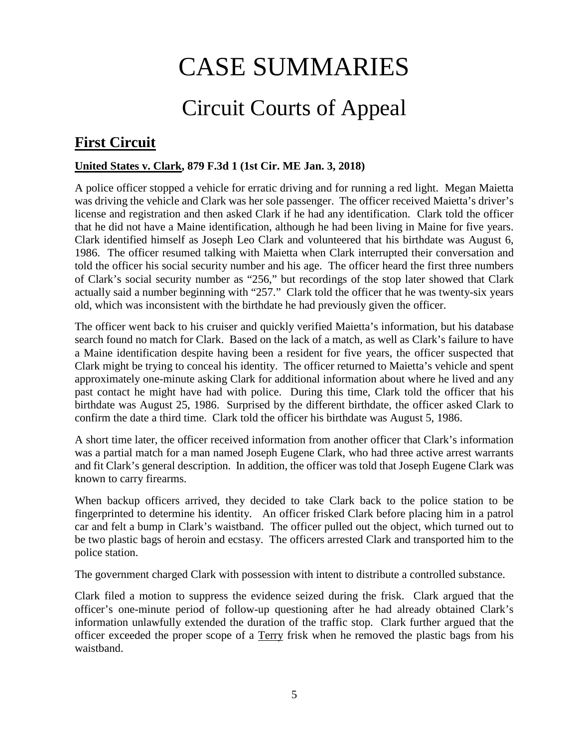# CASE SUMMARIES

## Circuit Courts of Appeal

### **First Circuit**

**United States v. Clark, 879 F.3d 1 (1st Cir. ME Jan. 3, 2018)**

A police officer stopped a vehicle for erratic driving and for running a red light. Megan Maietta was driving the vehicle and Clark was her sole passenger. The officer received Maietta's driver's license and registration and then asked Clark if he had any identification. Clark told the officer that he did not have a Maine identification, although he had been living in Maine for five years. Clark identified himself as Joseph Leo Clark and volunteered that his birthdate was August 6, 1986. The officer resumed talking with Maietta when Clark interrupted their conversation and told the officer his social security number and his age. The officer heard the first three numbers of Clark's social security number as "256," but recordings of the stop later showed that Clark actually said a number beginning with "257." Clark told the officer that he was twenty-six years old, which was inconsistent with the birthdate he had previously given the officer.

The officer went back to his cruiser and quickly verified Maietta's information, but his database search found no match for Clark. Based on the lack of a match, as well as Clark's failure to have a Maine identification despite having been a resident for five years, the officer suspected that Clark might be trying to conceal his identity. The officer returned to Maietta's vehicle and spent approximately one-minute asking Clark for additional information about where he lived and any past contact he might have had with police. During this time, Clark told the officer that his birthdate was August 25, 1986. Surprised by the different birthdate, the officer asked Clark to confirm the date a third time. Clark told the officer his birthdate was August 5, 1986.

A short time later, the officer received information from another officer that Clark's information was a partial match for a man named Joseph Eugene Clark, who had three active arrest warrants and fit Clark's general description. In addition, the officer was told that Joseph Eugene Clark was known to carry firearms.

When backup officers arrived, they decided to take Clark back to the police station to be fingerprinted to determine his identity. An officer frisked Clark before placing him in a patrol car and felt a bump in Clark's waistband. The officer pulled out the object, which turned out to be two plastic bags of heroin and ecstasy. The officers arrested Clark and transported him to the police station.

The government charged Clark with possession with intent to distribute a controlled substance.

Clark filed a motion to suppress the evidence seized during the frisk. Clark argued that the officer's one-minute period of follow-up questioning after he had already obtained Clark's information unlawfully extended the duration of the traffic stop. Clark further argued that the officer exceeded the proper scope of a Terry frisk when he removed the plastic bags from his waistband.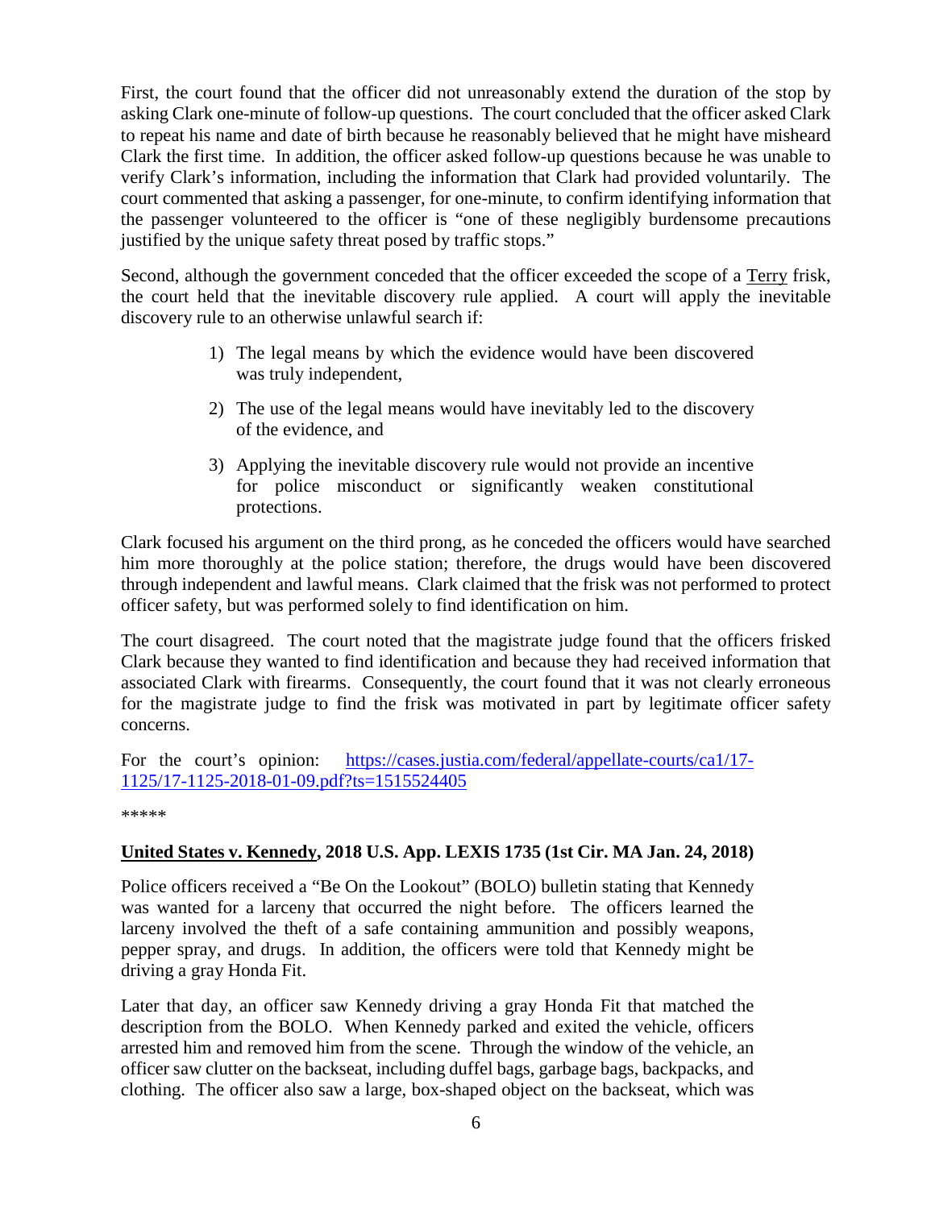First, the court found that the officer did not unreasonably extend the duration of the stop by asking Clark one-minute of follow-up questions. The court concluded that the officer asked Clark to repeat his name and date of birth because he reasonably believed that he might have misheard Clark the first time. In addition, the officer asked follow-up questions because he was unable to verify Clark's information, including the information that Clark had provided voluntarily. The court commented that asking a passenger, for one-minute, to confirm identifying information that the passenger volunteered to the officer is "one of these negligibly burdensome precautions justified by the unique safety threat posed by traffic stops."

Second, although the government conceded that the officer exceeded the scope of a Terry frisk, the court held that the inevitable discovery rule applied. A court will apply the inevitable discovery rule to an otherwise unlawful search if:

1) The legal means by which the evidence would have been discovered was truly independent,

2) The use of the legal means would have inevitably led to the discovery of the evidence, and

3) Applying the inevitable discovery rule would not provide an incentive for police misconduct or significantly weaken constitutional protections.

Clark focused his argument on the third prong, as he conceded the officers would have searched him more thoroughly at the police station; therefore, the drugs would have been discovered through independent and lawful means. Clark claimed that the frisk was not performed to protect officer safety, but was performed solely to find identification on him.

The court disagreed. The court noted that the magistrate judge found that the officers frisked Clark because they wanted to find identification and because they had received information that associated Clark with firearms. Consequently, the court found that it was not clearly erroneous for the magistrate judge to find the frisk was motivated in part by legitimate officer safety concerns.

For the court's opinion: [https://cases.justia.com/federal/appellate-courts/ca1/17-1125/17-1125-2018-01-09.pdf?ts=1515524405](https://cases.justia.com/federal/appellate-courts/ca1/17-1125/17-1125-2018-01-09.pdf?ts=1515524405)

*****

**United States v. Kennedy, 2018 U.S. App. LEXIS 1735 (1st Cir. MA Jan. 24, 2018)**

Police officers received a "Be On the Lookout" (BOLO) bulletin stating that Kennedy was wanted for a larceny that occurred the night before. The officers learned the larceny involved the theft of a safe containing ammunition and possibly weapons, pepper spray, and drugs. In addition, the officers were told that Kennedy might be driving a gray Honda Fit.

Later that day, an officer saw Kennedy driving a gray Honda Fit that matched the description from the BOLO. When Kennedy parked and exited the vehicle, officers arrested him and removed him from the scene. Through the window of the vehicle, an officer saw clutter on the backseat, including duffel bags, garbage bags, backpacks, and clothing. The officer also saw a large, box-shaped object on the backseat, which was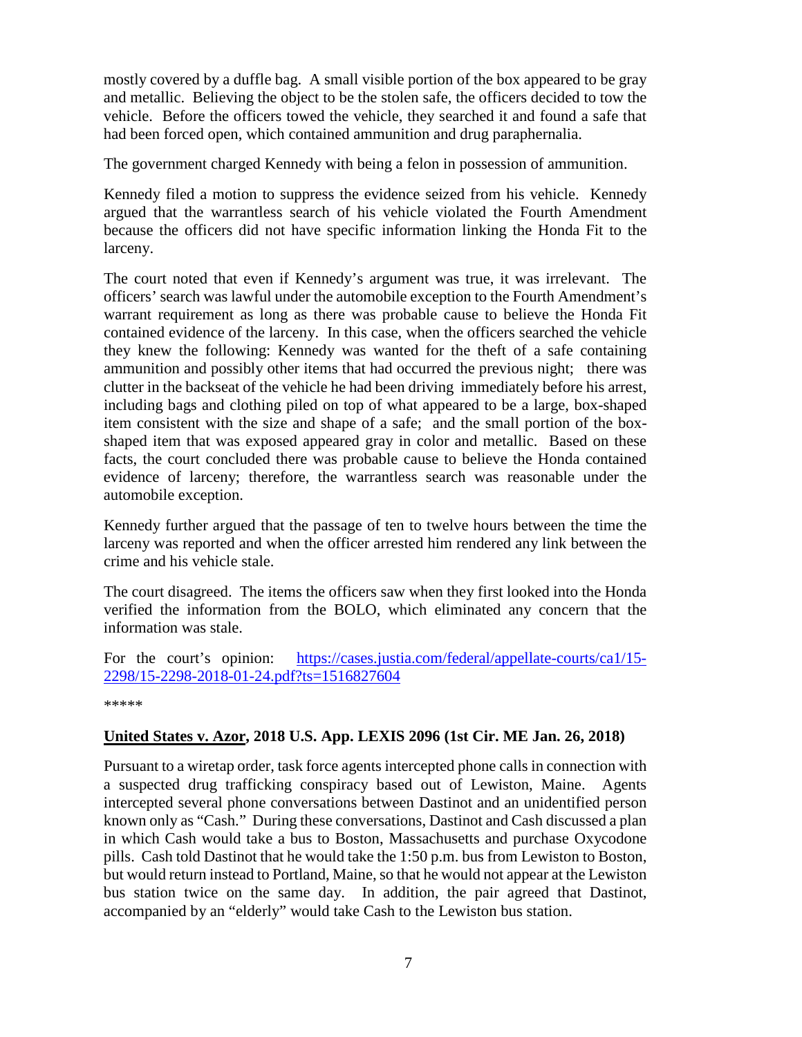mostly covered by a duffle bag. A small visible portion of the box appeared to be gray and metallic. Believing the object to be the stolen safe, the officers decided to tow the vehicle. Before the officers towed the vehicle, they searched it and found a safe that had been forced open, which contained ammunition and drug paraphernalia.

The government charged Kennedy with being a felon in possession of ammunition.

Kennedy filed a motion to suppress the evidence seized from his vehicle. Kennedy argued that the warrantless search of his vehicle violated the Fourth Amendment because the officers did not have specific information linking the Honda Fit to the larceny.

The court noted that even if Kennedy's argument was true, it was irrelevant. The officers' search was lawful under the automobile exception to the Fourth Amendment's warrant requirement as long as there was probable cause to believe the Honda Fit contained evidence of the larceny. In this case, when the officers searched the vehicle they knew the following: Kennedy was wanted for the theft of a safe containing ammunition and possibly other items that had occurred the previous night; there was clutter in the backseat of the vehicle he had been driving immediately before his arrest, including bags and clothing piled on top of what appeared to be a large, box-shaped item consistent with the size and shape of a safe; and the small portion of the box-shaped item that was exposed appeared gray in color and metallic. Based on these facts, the court concluded there was probable cause to believe the Honda contained evidence of larceny; therefore, the warrantless search was reasonable under the automobile exception.

Kennedy further argued that the passage of ten to twelve hours between the time the larceny was reported and when the officer arrested him rendered any link between the crime and his vehicle stale.

The court disagreed. The items the officers saw when they first looked into the Honda verified the information from the BOLO, which eliminated any concern that the information was stale.

For the court's opinion: [https://cases.justia.com/federal/appellate-courts/ca1/15-2298/15-2298-2018-01-24.pdf?ts=1516827604](https://cases.justia.com/federal/appellate-courts/ca1/15-2298/15-2298-2018-01-24.pdf?ts=1516827604)

\*\*\*\*\*

**United States v. Azor, 2018 U.S. App. LEXIS 2096 (1st Cir. ME Jan. 26, 2018)**

Pursuant to a wiretap order, task force agents intercepted phone calls in connection with a suspected drug trafficking conspiracy based out of Lewiston, Maine. Agents intercepted several phone conversations between Dastinot and an unidentified person known only as "Cash." During these conversations, Dastinot and Cash discussed a plan in which Cash would take a bus to Boston, Massachusetts and purchase Oxycodone pills. Cash told Dastinot that he would take the 1:50 p.m. bus from Lewiston to Boston, but would return instead to Portland, Maine, so that he would not appear at the Lewiston bus station twice on the same day. In addition, the pair agreed that Dastinot, accompanied by an "elderly" would take Cash to the Lewiston bus station.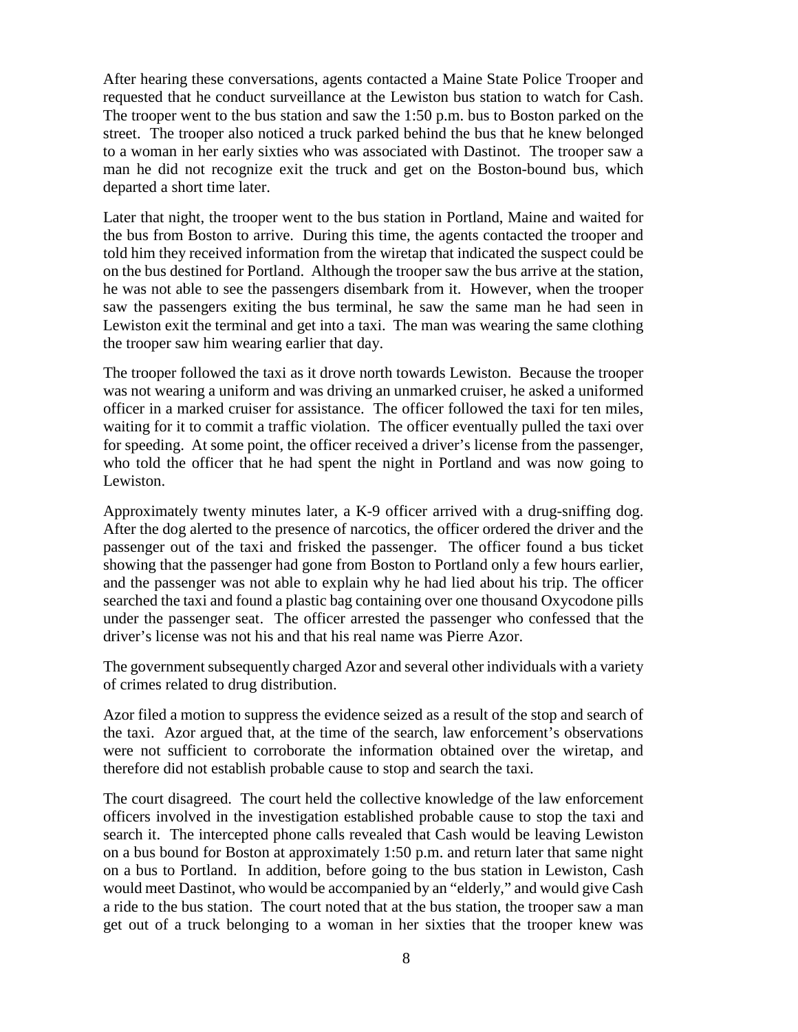After hearing these conversations, agents contacted a Maine State Police Trooper and requested that he conduct surveillance at the Lewiston bus station to watch for Cash. The trooper went to the bus station and saw the 1:50 p.m. bus to Boston parked on the street. The trooper also noticed a truck parked behind the bus that he knew belonged to a woman in her early sixties who was associated with Dastinot. The trooper saw a man he did not recognize exit the truck and get on the Boston-bound bus, which departed a short time later.

Later that night, the trooper went to the bus station in Portland, Maine and waited for the bus from Boston to arrive. During this time, the agents contacted the trooper and told him they received information from the wiretap that indicated the suspect could be on the bus destined for Portland. Although the trooper saw the bus arrive at the station, he was not able to see the passengers disembark from it. However, when the trooper saw the passengers exiting the bus terminal, he saw the same man he had seen in Lewiston exit the terminal and get into a taxi. The man was wearing the same clothing the trooper saw him wearing earlier that day.

The trooper followed the taxi as it drove north towards Lewiston. Because the trooper was not wearing a uniform and was driving an unmarked cruiser, he asked a uniformed officer in a marked cruiser for assistance. The officer followed the taxi for ten miles, waiting for it to commit a traffic violation. The officer eventually pulled the taxi over for speeding. At some point, the officer received a driver's license from the passenger, who told the officer that he had spent the night in Portland and was now going to Lewiston.

Approximately twenty minutes later, a K-9 officer arrived with a drug-sniffing dog. After the dog alerted to the presence of narcotics, the officer ordered the driver and the passenger out of the taxi and frisked the passenger. The officer found a bus ticket showing that the passenger had gone from Boston to Portland only a few hours earlier, and the passenger was not able to explain why he had lied about his trip. The officer searched the taxi and found a plastic bag containing over one thousand Oxycodone pills under the passenger seat. The officer arrested the passenger who confessed that the driver's license was not his and that his real name was Pierre Azor.

The government subsequently charged Azor and several other individuals with a variety of crimes related to drug distribution.

Azor filed a motion to suppress the evidence seized as a result of the stop and search of the taxi. Azor argued that, at the time of the search, law enforcement's observations were not sufficient to corroborate the information obtained over the wiretap, and therefore did not establish probable cause to stop and search the taxi.

The court disagreed. The court held the collective knowledge of the law enforcement officers involved in the investigation established probable cause to stop the taxi and search it. The intercepted phone calls revealed that Cash would be leaving Lewiston on a bus bound for Boston at approximately 1:50 p.m. and return later that same night on a bus to Portland. In addition, before going to the bus station in Lewiston, Cash would meet Dastinot, who would be accompanied by an "elderly," and would give Cash a ride to the bus station. The court noted that at the bus station, the trooper saw a man get out of a truck belonging to a woman in her sixties that the trooper knew was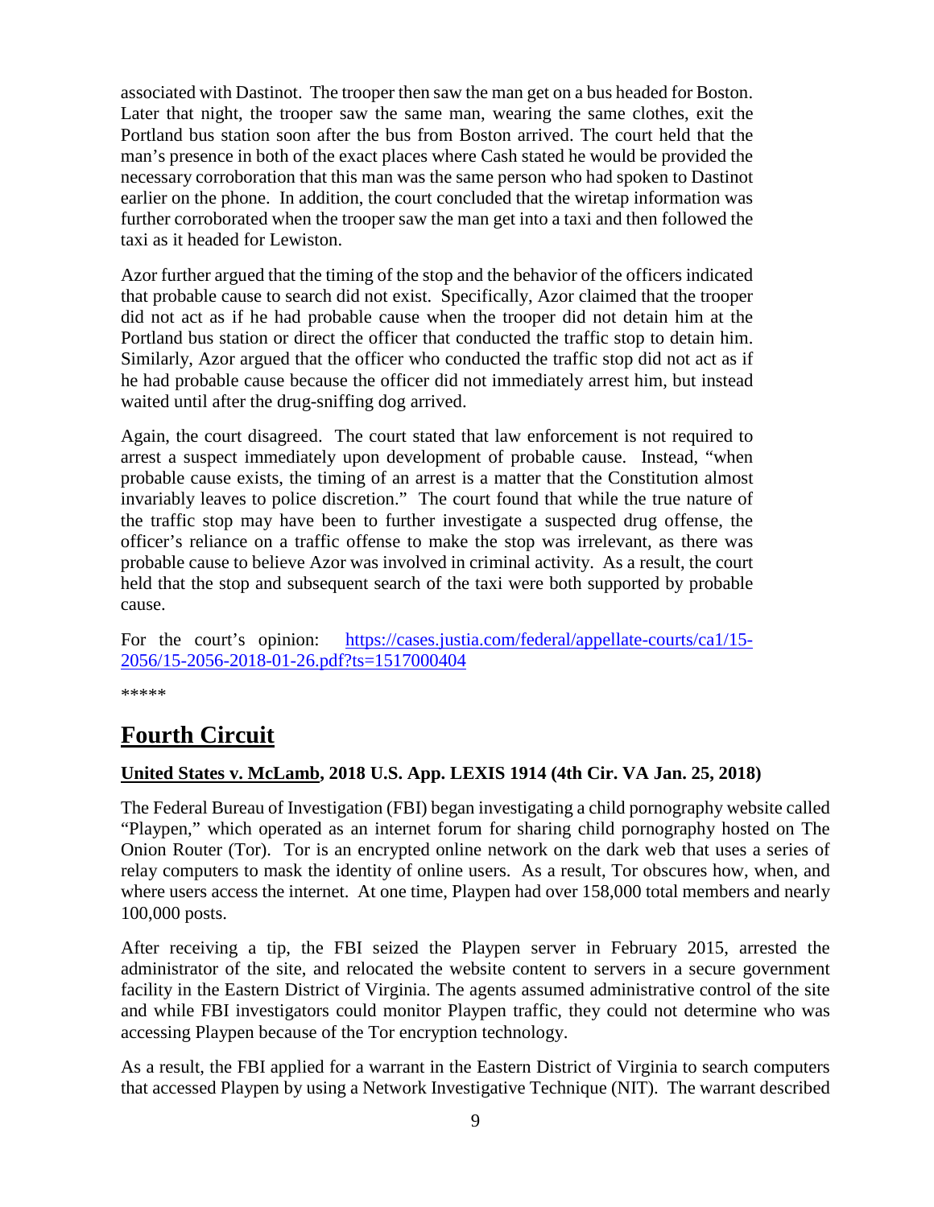associated with Dastinot. The trooper then saw the man get on a bus headed for Boston. Later that night, the trooper saw the same man, wearing the same clothes, exit the Portland bus station soon after the bus from Boston arrived. The court held that the man's presence in both of the exact places where Cash stated he would be provided the necessary corroboration that this man was the same person who had spoken to Dastinot earlier on the phone. In addition, the court concluded that the wiretap information was further corroborated when the trooper saw the man get into a taxi and then followed the taxi as it headed for Lewiston.

Azor further argued that the timing of the stop and the behavior of the officers indicated that probable cause to search did not exist. Specifically, Azor claimed that the trooper did not act as if he had probable cause when the trooper did not detain him at the Portland bus station or direct the officer that conducted the traffic stop to detain him. Similarly, Azor argued that the officer who conducted the traffic stop did not act as if he had probable cause because the officer did not immediately arrest him, but instead waited until after the drug-sniffing dog arrived.

Again, the court disagreed. The court stated that law enforcement is not required to arrest a suspect immediately upon development of probable cause. Instead, "when probable cause exists, the timing of an arrest is a matter that the Constitution almost invariably leaves to police discretion." The court found that while the true nature of the traffic stop may have been to further investigate a suspected drug offense, the officer's reliance on a traffic offense to make the stop was irrelevant, as there was probable cause to believe Azor was involved in criminal activity. As a result, the court held that the stop and subsequent search of the taxi were both supported by probable cause.

For the court's opinion: [https://cases.justia.com/federal/appellate-courts/ca1/15-2056/15-2056-2018-01-26.pdf?ts=1517000404](https://cases.justia.com/federal/appellate-courts/ca1/15-2056/15-2056-2018-01-26.pdf?ts=1517000404)

*****

# Fourth Circuit

### United States v. McLamb, 2018 U.S. App. LEXIS 1914 (4th Cir. VA Jan. 25, 2018)

The Federal Bureau of Investigation (FBI) began investigating a child pornography website called "Playpen," which operated as an internet forum for sharing child pornography hosted on The Onion Router (Tor). Tor is an encrypted online network on the dark web that uses a series of relay computers to mask the identity of online users. As a result, Tor obscures how, when, and where users access the internet. At one time, Playpen had over 158,000 total members and nearly 100,000 posts.

After receiving a tip, the FBI seized the Playpen server in February 2015, arrested the administrator of the site, and relocated the website content to servers in a secure government facility in the Eastern District of Virginia. The agents assumed administrative control of the site and while FBI investigators could monitor Playpen traffic, they could not determine who was accessing Playpen because of the Tor encryption technology.

As a result, the FBI applied for a warrant in the Eastern District of Virginia to search computers that accessed Playpen by using a Network Investigative Technique (NIT). The warrant described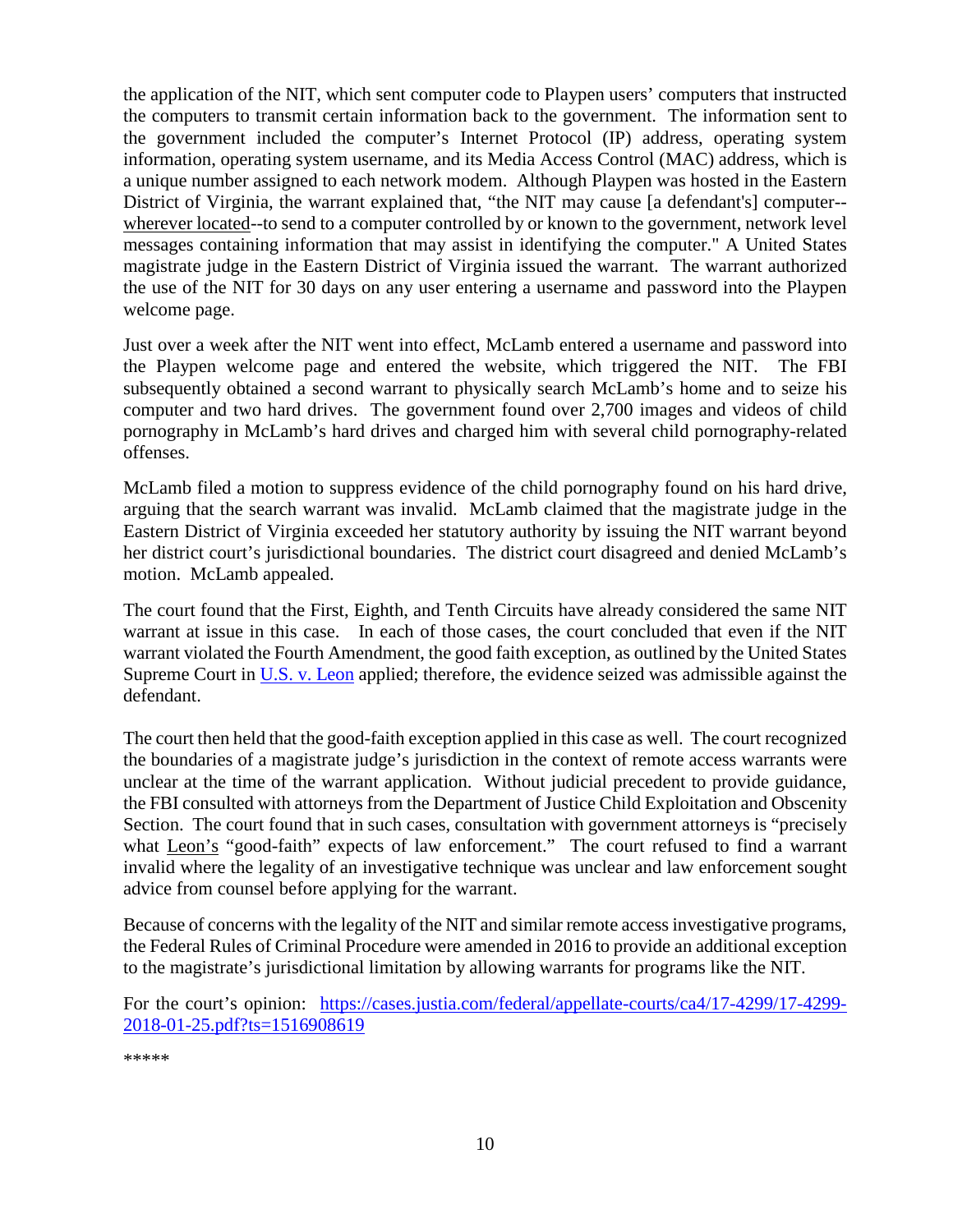the application of the NIT, which sent computer code to Playpen users' computers that instructed the computers to transmit certain information back to the government. The information sent to the government included the computer's Internet Protocol (IP) address, operating system information, operating system username, and its Media Access Control (MAC) address, which is a unique number assigned to each network modem. Although Playpen was hosted in the Eastern District of Virginia, the warrant explained that, "the NIT may cause [a defendant's] computer--wherever located--to send to a computer controlled by or known to the government, network level messages containing information that may assist in identifying the computer." A United States magistrate judge in the Eastern District of Virginia issued the warrant. The warrant authorized the use of the NIT for 30 days on any user entering a username and password into the Playpen welcome page.

Just over a week after the NIT went into effect, McLamb entered a username and password into the Playpen welcome page and entered the website, which triggered the NIT. The FBI subsequently obtained a second warrant to physically search McLamb's home and to seize his computer and two hard drives. The government found over 2,700 images and videos of child pornography in McLamb's hard drives and charged him with several child pornography-related offenses.

McLamb filed a motion to suppress evidence of the child pornography found on his hard drive, arguing that the search warrant was invalid. McLamb claimed that the magistrate judge in the Eastern District of Virginia exceeded her statutory authority by issuing the NIT warrant beyond her district court's jurisdictional boundaries. The district court disagreed and denied McLamb's motion. McLamb appealed.

The court found that the First, Eighth, and Tenth Circuits have already considered the same NIT warrant at issue in this case. In each of those cases, the court concluded that even if the NIT warrant violated the Fourth Amendment, the good faith exception, as outlined by the United States Supreme Court in U.S. v. Leon applied; therefore, the evidence seized was admissible against the defendant.

The court then held that the good-faith exception applied in this case as well. The court recognized the boundaries of a magistrate judge's jurisdiction in the context of remote access warrants were unclear at the time of the warrant application. Without judicial precedent to provide guidance, the FBI consulted with attorneys from the Department of Justice Child Exploitation and Obscenity Section. The court found that in such cases, consultation with government attorneys is "precisely what Leon's "good-faith" expects of law enforcement." The court refused to find a warrant invalid where the legality of an investigative technique was unclear and law enforcement sought advice from counsel before applying for the warrant.

Because of concerns with the legality of the NIT and similar remote access investigative programs, the Federal Rules of Criminal Procedure were amended in 2016 to provide an additional exception to the magistrate's jurisdictional limitation by allowing warrants for programs like the NIT.

For the court's opinion: https://cases.justia.com/federal/appellate-courts/ca4/17-4299/17-4299-2018-01-25.pdf?ts=1516908619

*****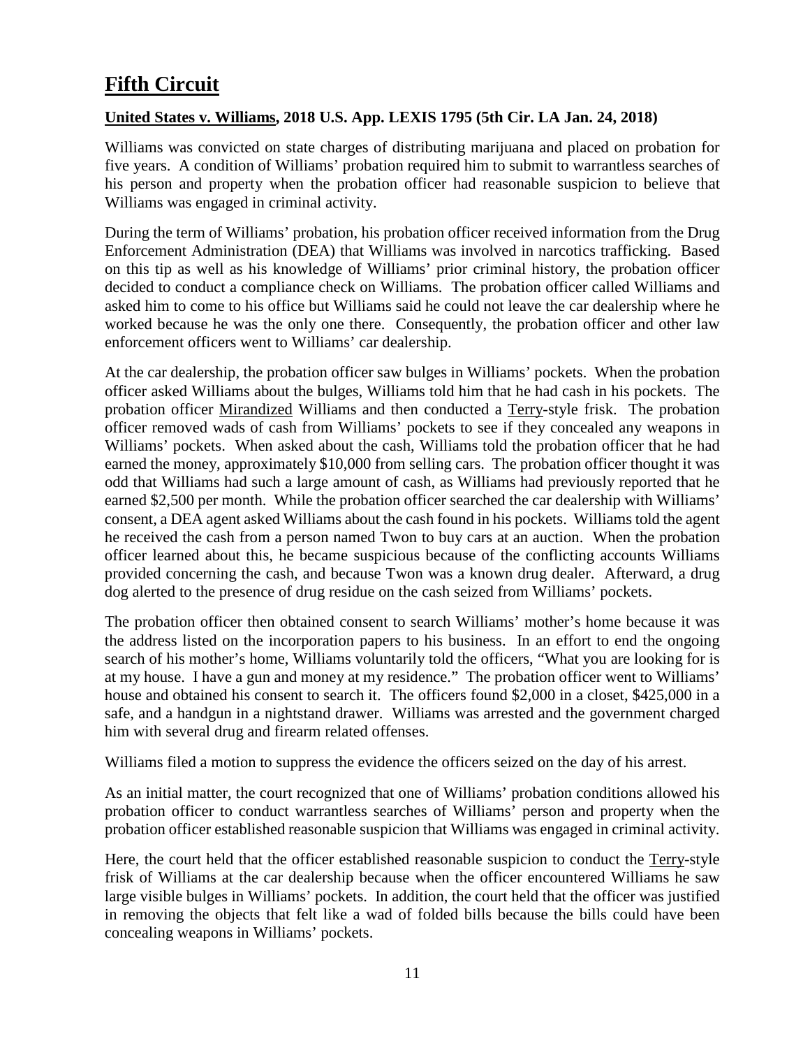# **Fifth Circuit**

**United States v. Williams, 2018 U.S. App. LEXIS 1795 (5th Cir. LA Jan. 24, 2018)**

Williams was convicted on state charges of distributing marijuana and placed on probation for five years. A condition of Williams' probation required him to submit to warrantless searches of his person and property when the probation officer had reasonable suspicion to believe that Williams was engaged in criminal activity.

During the term of Williams' probation, his probation officer received information from the Drug Enforcement Administration (DEA) that Williams was involved in narcotics trafficking. Based on this tip as well as his knowledge of Williams' prior criminal history, the probation officer decided to conduct a compliance check on Williams. The probation officer called Williams and asked him to come to his office but Williams said he could not leave the car dealership where he worked because he was the only one there. Consequently, the probation officer and other law enforcement officers went to Williams' car dealership.

At the car dealership, the probation officer saw bulges in Williams' pockets. When the probation officer asked Williams about the bulges, Williams told him that he had cash in his pockets. The probation officer Mirandized Williams and then conducted a Terry-style frisk. The probation officer removed wads of cash from Williams' pockets to see if they concealed any weapons in Williams' pockets. When asked about the cash, Williams told the probation officer that he had earned the money, approximately $10,000 from selling cars. The probation officer thought it was odd that Williams had such a large amount of cash, as Williams had previously reported that he earned $2,500 per month. While the probation officer searched the car dealership with Williams' consent, a DEA agent asked Williams about the cash found in his pockets. Williams told the agent he received the cash from a person named Twon to buy cars at an auction. When the probation officer learned about this, he became suspicious because of the conflicting accounts Williams provided concerning the cash, and because Twon was a known drug dealer. Afterward, a drug dog alerted to the presence of drug residue on the cash seized from Williams' pockets.

The probation officer then obtained consent to search Williams' mother's home because it was the address listed on the incorporation papers to his business. In an effort to end the ongoing search of his mother's home, Williams voluntarily told the officers, "What you are looking for is at my house. I have a gun and money at my residence." The probation officer went to Williams' house and obtained his consent to search it. The officers found $2,000 in a closet, $425,000 in a safe, and a handgun in a nightstand drawer. Williams was arrested and the government charged him with several drug and firearm related offenses.

Williams filed a motion to suppress the evidence the officers seized on the day of his arrest.

As an initial matter, the court recognized that one of Williams' probation conditions allowed his probation officer to conduct warrantless searches of Williams' person and property when the probation officer established reasonable suspicion that Williams was engaged in criminal activity.

Here, the court held that the officer established reasonable suspicion to conduct the Terry-style frisk of Williams at the car dealership because when the officer encountered Williams he saw large visible bulges in Williams' pockets. In addition, the court held that the officer was justified in removing the objects that felt like a wad of folded bills because the bills could have been concealing weapons in Williams' pockets.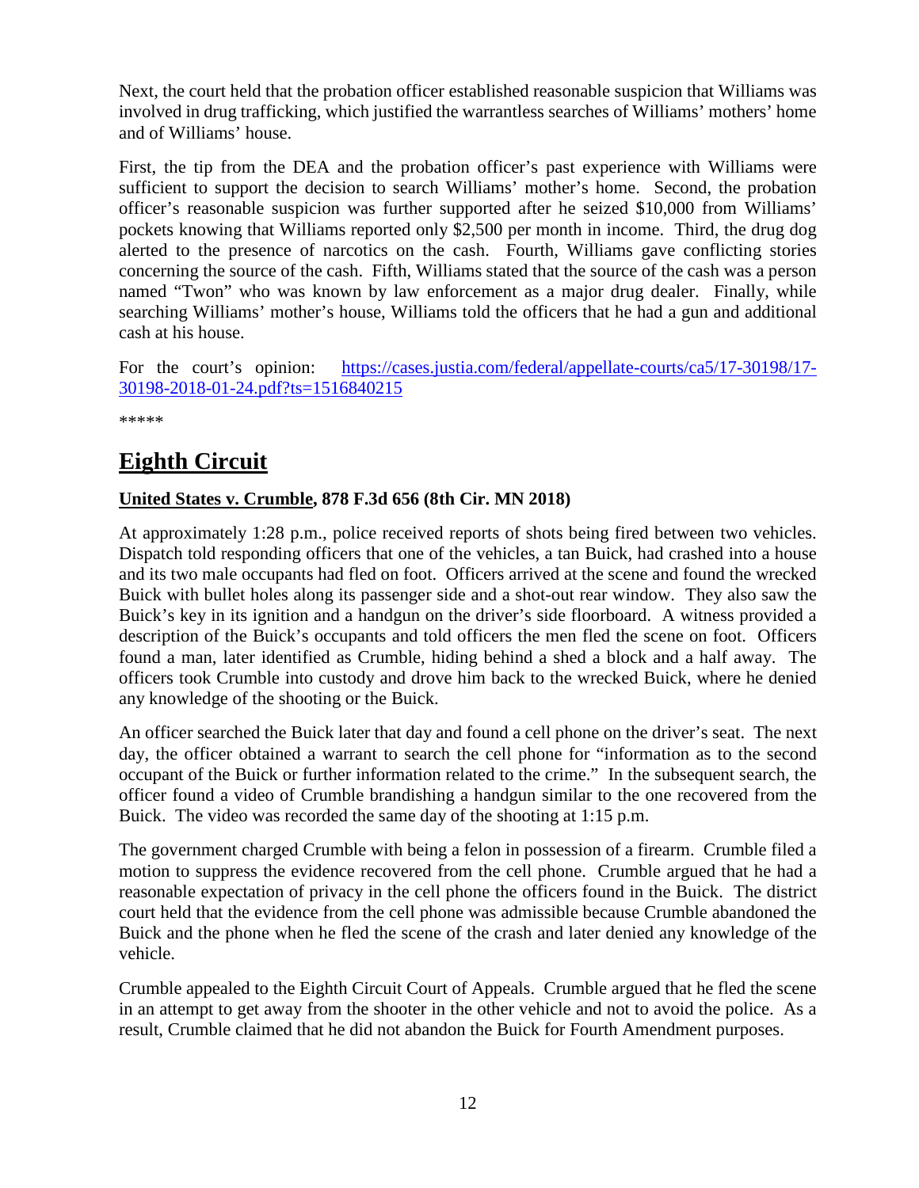Next, the court held that the probation officer established reasonable suspicion that Williams was involved in drug trafficking, which justified the warrantless searches of Williams' mothers' home and of Williams' house.

First, the tip from the DEA and the probation officer's past experience with Williams were sufficient to support the decision to search Williams' mother's home. Second, the probation officer's reasonable suspicion was further supported after he seized $10,000 from Williams' pockets knowing that Williams reported only $2,500 per month in income. Third, the drug dog alerted to the presence of narcotics on the cash. Fourth, Williams gave conflicting stories concerning the source of the cash. Fifth, Williams stated that the source of the cash was a person named "Twon" who was known by law enforcement as a major drug dealer. Finally, while searching Williams' mother's house, Williams told the officers that he had a gun and additional cash at his house.

For the court's opinion: [https://cases.justia.com/federal/appellate-courts/ca5/17-30198/17-30198-2018-01-24.pdf?ts=1516840215](https://cases.justia.com/federal/appellate-courts/ca5/17-30198/17-30198-2018-01-24.pdf?ts=1516840215)

*****

# Eighth Circuit

**United States v. Crumble, 878 F.3d 656 (8th Cir. MN 2018)**

At approximately 1:28 p.m., police received reports of shots being fired between two vehicles. Dispatch told responding officers that one of the vehicles, a tan Buick, had crashed into a house and its two male occupants had fled on foot. Officers arrived at the scene and found the wrecked Buick with bullet holes along its passenger side and a shot-out rear window. They also saw the Buick's key in its ignition and a handgun on the driver's side floorboard. A witness provided a description of the Buick's occupants and told officers the men fled the scene on foot. Officers found a man, later identified as Crumble, hiding behind a shed a block and a half away. The officers took Crumble into custody and drove him back to the wrecked Buick, where he denied any knowledge of the shooting or the Buick.

An officer searched the Buick later that day and found a cell phone on the driver's seat. The next day, the officer obtained a warrant to search the cell phone for "information as to the second occupant of the Buick or further information related to the crime." In the subsequent search, the officer found a video of Crumble brandishing a handgun similar to the one recovered from the Buick. The video was recorded the same day of the shooting at 1:15 p.m.

The government charged Crumble with being a felon in possession of a firearm. Crumble filed a motion to suppress the evidence recovered from the cell phone. Crumble argued that he had a reasonable expectation of privacy in the cell phone the officers found in the Buick. The district court held that the evidence from the cell phone was admissible because Crumble abandoned the Buick and the phone when he fled the scene of the crash and later denied any knowledge of the vehicle.

Crumble appealed to the Eighth Circuit Court of Appeals. Crumble argued that he fled the scene in an attempt to get away from the shooter in the other vehicle and not to avoid the police. As a result, Crumble claimed that he did not abandon the Buick for Fourth Amendment purposes.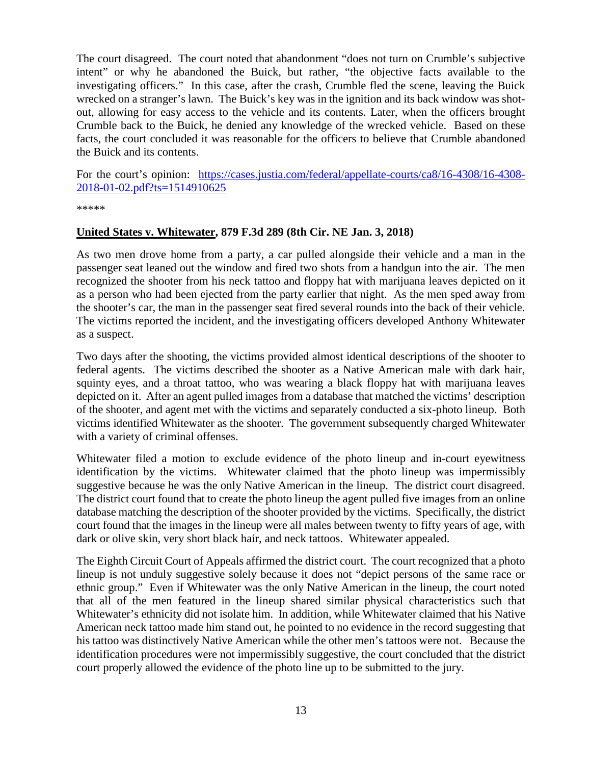The court disagreed. The court noted that abandonment "does not turn on Crumble's subjective intent" or why he abandoned the Buick, but rather, "the objective facts available to the investigating officers." In this case, after the crash, Crumble fled the scene, leaving the Buick wrecked on a stranger's lawn. The Buick's key was in the ignition and its back window was shot-out, allowing for easy access to the vehicle and its contents. Later, when the officers brought Crumble back to the Buick, he denied any knowledge of the wrecked vehicle. Based on these facts, the court concluded it was reasonable for the officers to believe that Crumble abandoned the Buick and its contents.

For the court's opinion: [https://cases.justia.com/federal/appellate-courts/ca8/16-4308/16-4308-2018-01-02.pdf?ts=1514910625](https://cases.justia.com/federal/appellate-courts/ca8/16-4308/16-4308-2018-01-02.pdf?ts=1514910625)

*****

**United States v. Whitewater, 879 F.3d 289 (8th Cir. NE Jan. 3, 2018)**

As two men drove home from a party, a car pulled alongside their vehicle and a man in the passenger seat leaned out the window and fired two shots from a handgun into the air. The men recognized the shooter from his neck tattoo and floppy hat with marijuana leaves depicted on it as a person who had been ejected from the party earlier that night. As the men sped away from the shooter's car, the man in the passenger seat fired several rounds into the back of their vehicle. The victims reported the incident, and the investigating officers developed Anthony Whitewater as a suspect.

Two days after the shooting, the victims provided almost identical descriptions of the shooter to federal agents. The victims described the shooter as a Native American male with dark hair, squinty eyes, and a throat tattoo, who was wearing a black floppy hat with marijuana leaves depicted on it. After an agent pulled images from a database that matched the victims' description of the shooter, and agent met with the victims and separately conducted a six-photo lineup. Both victims identified Whitewater as the shooter. The government subsequently charged Whitewater with a variety of criminal offenses.

Whitewater filed a motion to exclude evidence of the photo lineup and in-court eyewitness identification by the victims. Whitewater claimed that the photo lineup was impermissibly suggestive because he was the only Native American in the lineup. The district court disagreed. The district court found that to create the photo lineup the agent pulled five images from an online database matching the description of the shooter provided by the victims. Specifically, the district court found that the images in the lineup were all males between twenty to fifty years of age, with dark or olive skin, very short black hair, and neck tattoos. Whitewater appealed.

The Eighth Circuit Court of Appeals affirmed the district court. The court recognized that a photo lineup is not unduly suggestive solely because it does not "depict persons of the same race or ethnic group." Even if Whitewater was the only Native American in the lineup, the court noted that all of the men featured in the lineup shared similar physical characteristics such that Whitewater's ethnicity did not isolate him. In addition, while Whitewater claimed that his Native American neck tattoo made him stand out, he pointed to no evidence in the record suggesting that his tattoo was distinctively Native American while the other men's tattoos were not. Because the identification procedures were not impermissibly suggestive, the court concluded that the district court properly allowed the evidence of the photo line up to be submitted to the jury.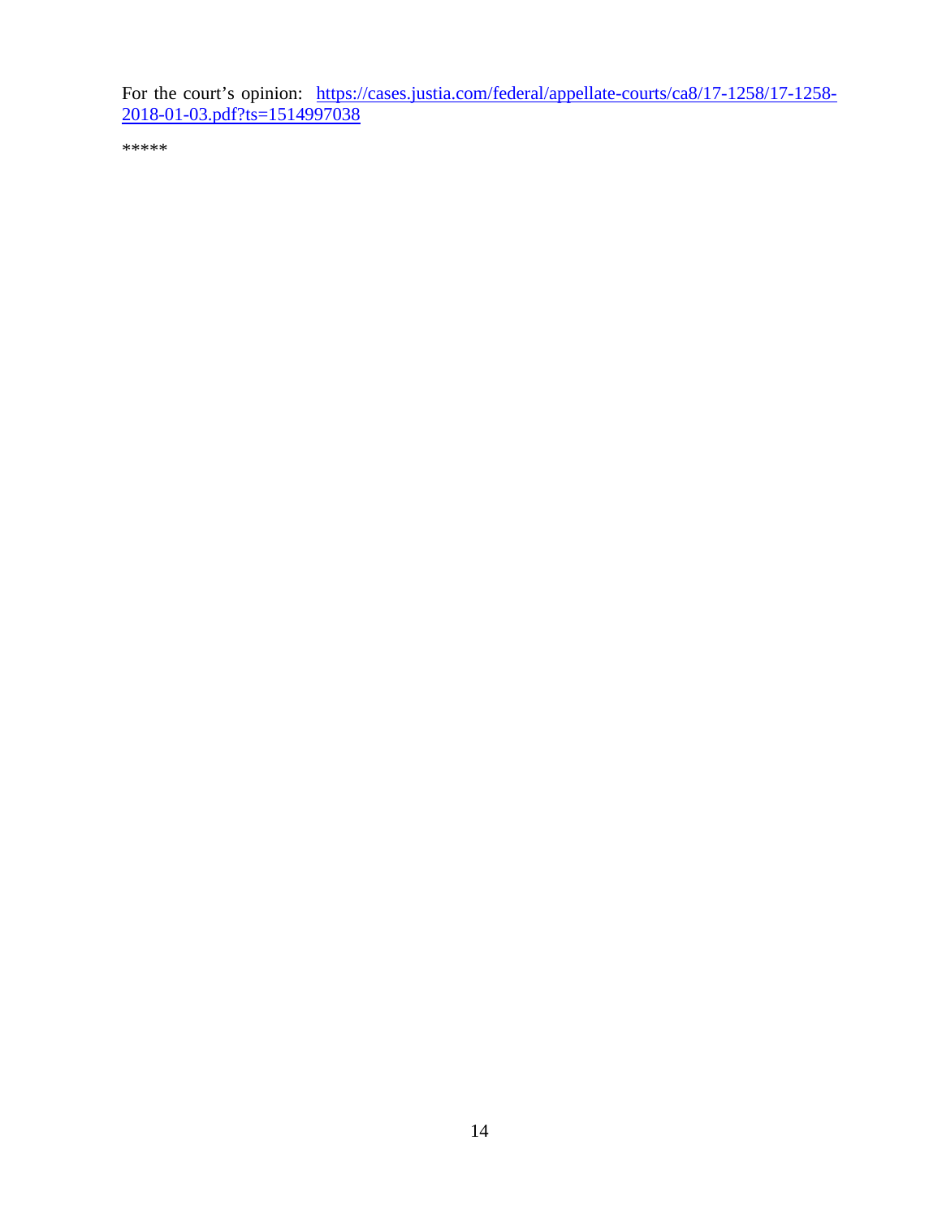For the court's opinion: [https://cases.justia.com/federal/appellate-courts/ca8/17-1258/17-1258-2018-01-03.pdf?ts=1514997038](https://cases.justia.com/federal/appellate-courts/ca8/17-1258/17-1258-2018-01-03.pdf?ts=1514997038)

*****